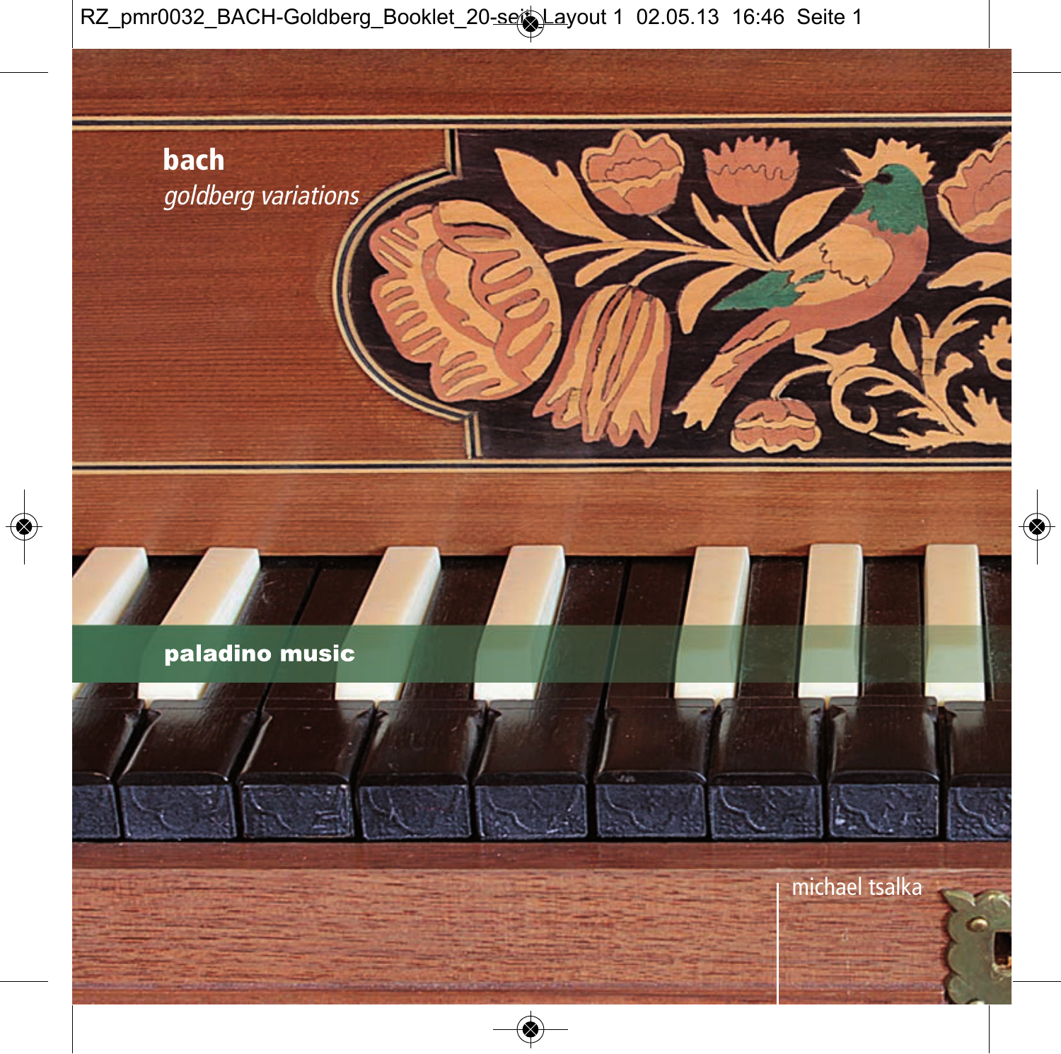# bach

*goldberg variations*

**paladino music**

michael tsalka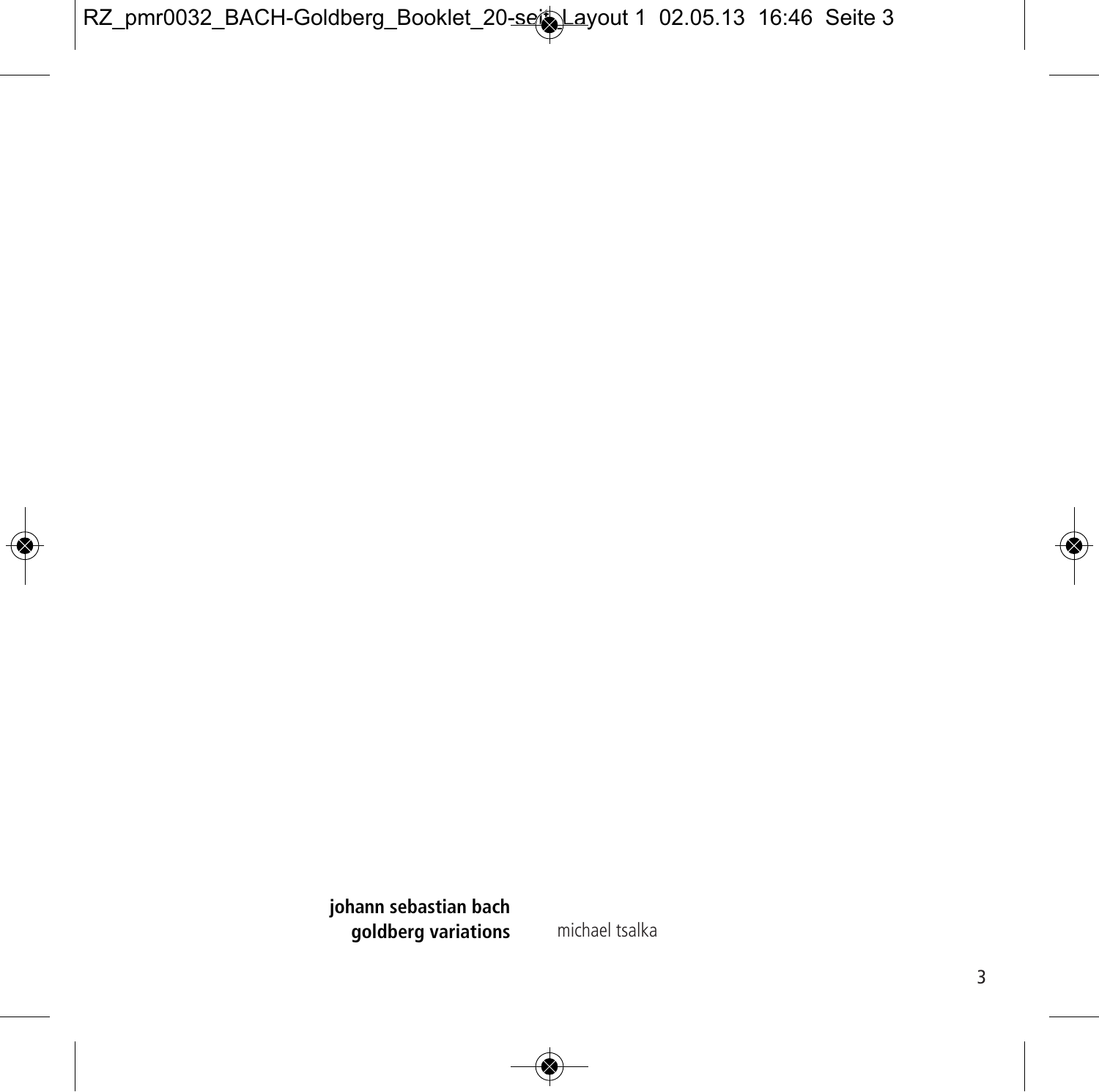**johann sebastian bach**
**goldberg variations**

michael tsalka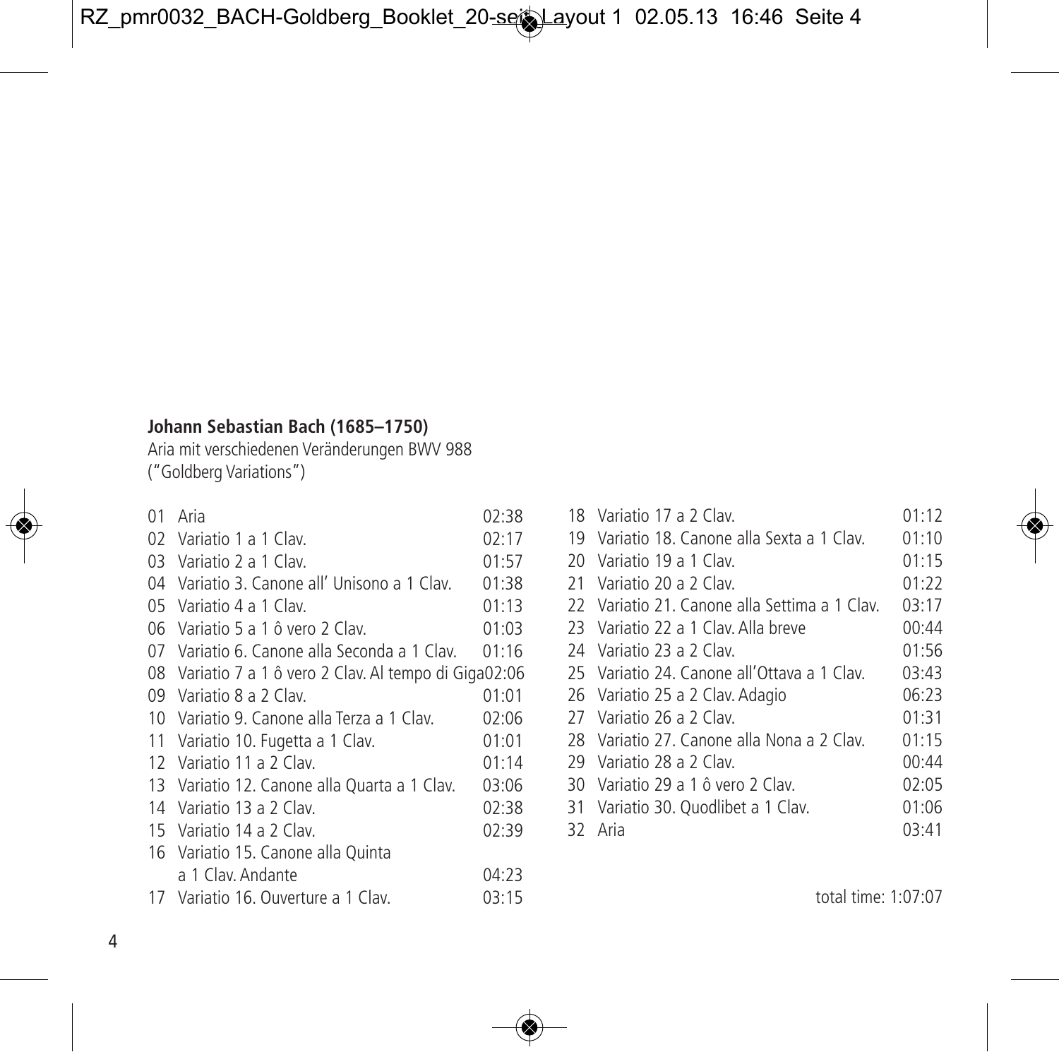**Johann Sebastian Bach (1685–1750)**

Aria mit verschiedenen Veränderungen BWV 988
("Goldberg Variations")

| | | |
|---|---|---|
| 01 | Aria | 02:38 |
| 02 | Variatio 1 a 1 Clav. | 02:17 |
| 03 | Variatio 2 a 1 Clav. | 01:57 |
| 04 | Variatio 3. Canone all' Unisono a 1 Clav. | 01:38 |
| 05 | Variatio 4 a 1 Clav. | 01:13 |
| 06 | Variatio 5 a 1 ô vero 2 Clav. | 01:03 |
| 07 | Variatio 6. Canone alla Seconda a 1 Clav. | 01:16 |
| 08 | Variatio 7 a 1 ô vero 2 Clav. Al tempo di Giga | 02:06 |
| 09 | Variatio 8 a 2 Clav. | 01:01 |
| 10 | Variatio 9. Canone alla Terza a 1 Clav. | 02:06 |
| 11 | Variatio 10. Fugetta a 1 Clav. | 01:01 |
| 12 | Variatio 11 a 2 Clav. | 01:14 |
| 13 | Variatio 12. Canone alla Quarta a 1 Clav. | 03:06 |
| 14 | Variatio 13 a 2 Clav. | 02:38 |
| 15 | Variatio 14 a 2 Clav. | 02:39 |
| 16 | Variatio 15. Canone alla Quinta a 1 Clav. Andante | 04:23 |
| 17 | Variatio 16. Ouverture a 1 Clav. | 03:15 |
| 18 | Variatio 17 a 2 Clav. | 01:12 |
| 19 | Variatio 18. Canone alla Sexta a 1 Clav. | 01:10 |
| 20 | Variatio 19 a 1 Clav. | 01:15 |
| 21 | Variatio 20 a 2 Clav. | 01:22 |
| 22 | Variatio 21. Canone alla Settima a 1 Clav. | 03:17 |
| 23 | Variatio 22 a 1 Clav. Alla breve | 00:44 |
| 24 | Variatio 23 a 2 Clav. | 01:56 |
| 25 | Variatio 24. Canone all'Ottava a 1 Clav. | 03:43 |
| 26 | Variatio 25 a 2 Clav. Adagio | 06:23 |
| 27 | Variatio 26 a 2 Clav. | 01:31 |
| 28 | Variatio 27. Canone alla Nona a 2 Clav. | 01:15 |
| 29 | Variatio 28 a 2 Clav. | 00:44 |
| 30 | Variatio 29 a 1 ô vero 2 Clav. | 02:05 |
| 31 | Variatio 30. Quodlibet a 1 Clav. | 01:06 |
| 32 | Aria | 03:41 |

total time: 1:07:07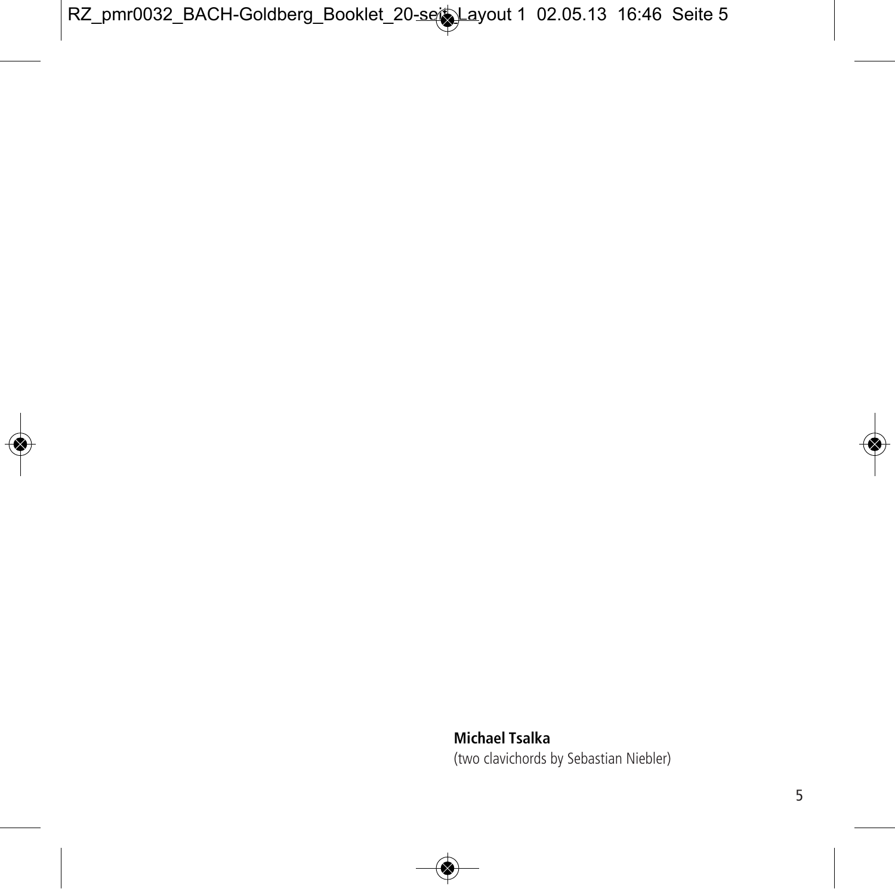**Michael Tsalka**
(two clavichords by Sebastian Niebler)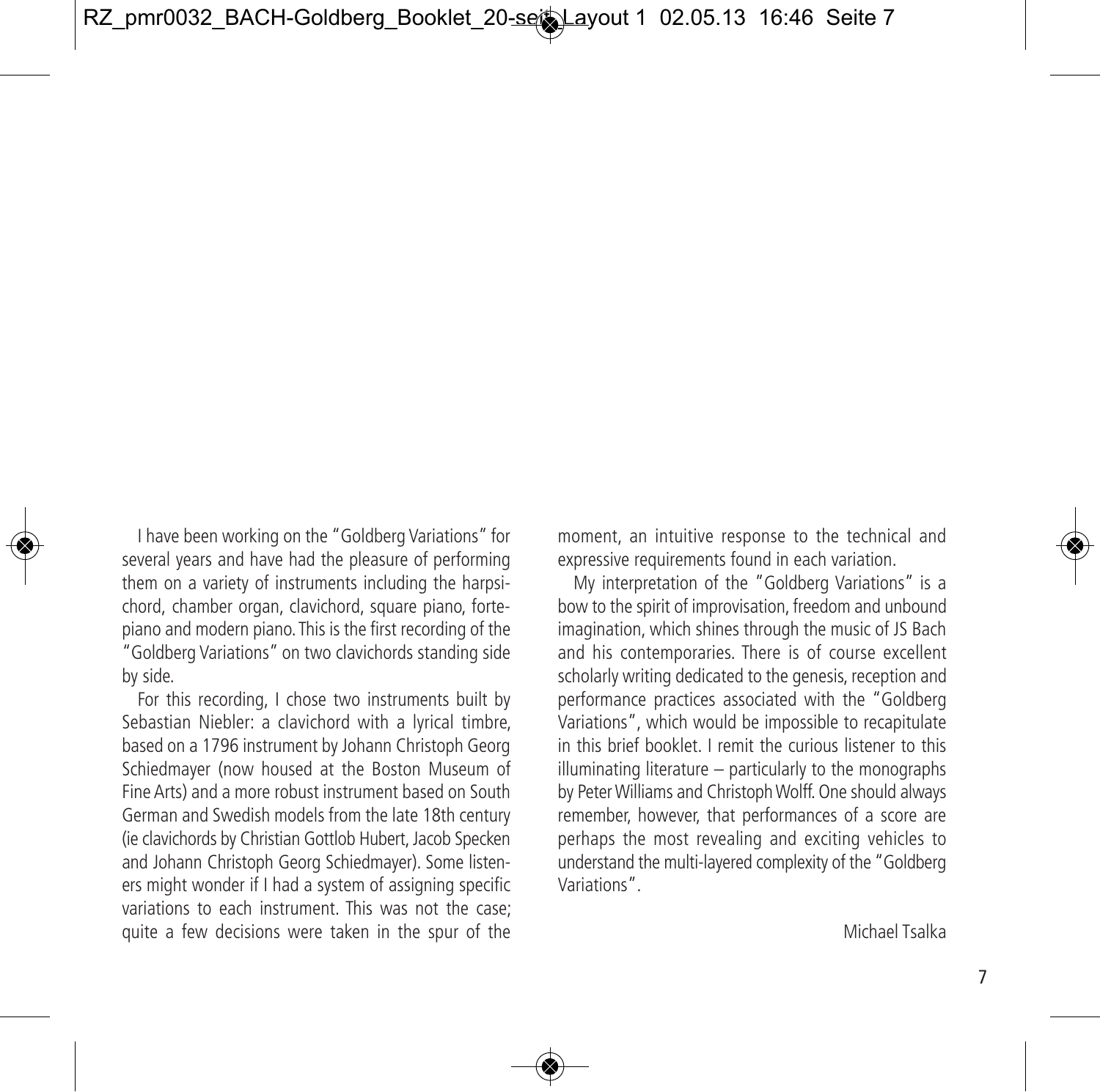I have been working on the "Goldberg Variations" for several years and have had the pleasure of performing them on a variety of instruments including the harpsichord, chamber organ, clavichord, square piano, fortepiano and modern piano. This is the first recording of the "Goldberg Variations" on two clavichords standing side by side.

For this recording, I chose two instruments built by Sebastian Niebler: a clavichord with a lyrical timbre, based on a 1796 instrument by Johann Christoph Georg Schiedmayer (now housed at the Boston Museum of Fine Arts) and a more robust instrument based on South German and Swedish models from the late 18th century (ie clavichords by Christian Gottlob Hubert, Jacob Specken and Johann Christoph Georg Schiedmayer). Some listeners might wonder if I had a system of assigning specific variations to each instrument. This was not the case; quite a few decisions were taken in the spur of the moment, an intuitive response to the technical and expressive requirements found in each variation.

My interpretation of the "Goldberg Variations" is a bow to the spirit of improvisation, freedom and unbound imagination, which shines through the music of JS Bach and his contemporaries. There is of course excellent scholarly writing dedicated to the genesis, reception and performance practices associated with the "Goldberg Variations", which would be impossible to recapitulate in this brief booklet. I remit the curious listener to this illuminating literature – particularly to the monographs by Peter Williams and Christoph Wolff. One should always remember, however, that performances of a score are perhaps the most revealing and exciting vehicles to understand the multi-layered complexity of the "Goldberg Variations".

Michael Tsalka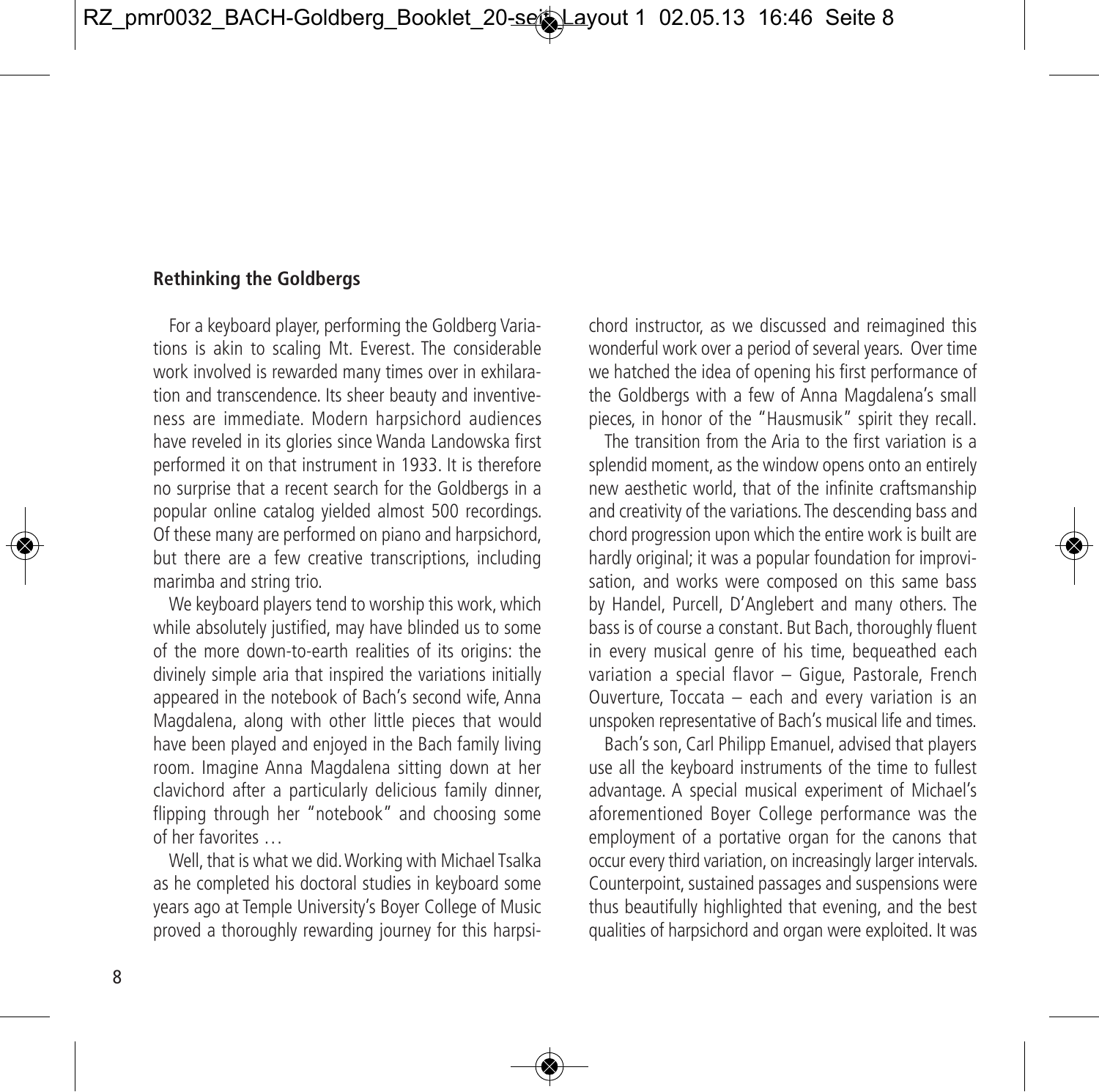**Rethinking the Goldbergs**

For a keyboard player, performing the Goldberg Variations is akin to scaling Mt. Everest. The considerable work involved is rewarded many times over in exhilaration and transcendence. Its sheer beauty and inventiveness are immediate. Modern harpsichord audiences have reveled in its glories since Wanda Landowska first performed it on that instrument in 1933. It is therefore no surprise that a recent search for the Goldbergs in a popular online catalog yielded almost 500 recordings. Of these many are performed on piano and harpsichord, but there are a few creative transcriptions, including marimba and string trio.

We keyboard players tend to worship this work, which while absolutely justified, may have blinded us to some of the more down-to-earth realities of its origins: the divinely simple aria that inspired the variations initially appeared in the notebook of Bach's second wife, Anna Magdalena, along with other little pieces that would have been played and enjoyed in the Bach family living room. Imagine Anna Magdalena sitting down at her clavichord after a particularly delicious family dinner, flipping through her "notebook" and choosing some of her favorites …

Well, that is what we did. Working with Michael Tsalka as he completed his doctoral studies in keyboard some years ago at Temple University's Boyer College of Music proved a thoroughly rewarding journey for this harpsichord instructor, as we discussed and reimagined this wonderful work over a period of several years. Over time we hatched the idea of opening his first performance of the Goldbergs with a few of Anna Magdalena's small pieces, in honor of the "Hausmusik" spirit they recall.

The transition from the Aria to the first variation is a splendid moment, as the window opens onto an entirely new aesthetic world, that of the infinite craftsmanship and creativity of the variations. The descending bass and chord progression upon which the entire work is built are hardly original; it was a popular foundation for improvisation, and works were composed on this same bass by Handel, Purcell, D'Anglebert and many others. The bass is of course a constant. But Bach, thoroughly fluent in every musical genre of his time, bequeathed each variation a special flavor – Gigue, Pastorale, French Ouverture, Toccata – each and every variation is an unspoken representative of Bach's musical life and times.

Bach's son, Carl Philipp Emanuel, advised that players use all the keyboard instruments of the time to fullest advantage. A special musical experiment of Michael's aforementioned Boyer College performance was the employment of a portative organ for the canons that occur every third variation, on increasingly larger intervals. Counterpoint, sustained passages and suspensions were thus beautifully highlighted that evening, and the best qualities of harpsichord and organ were exploited. It was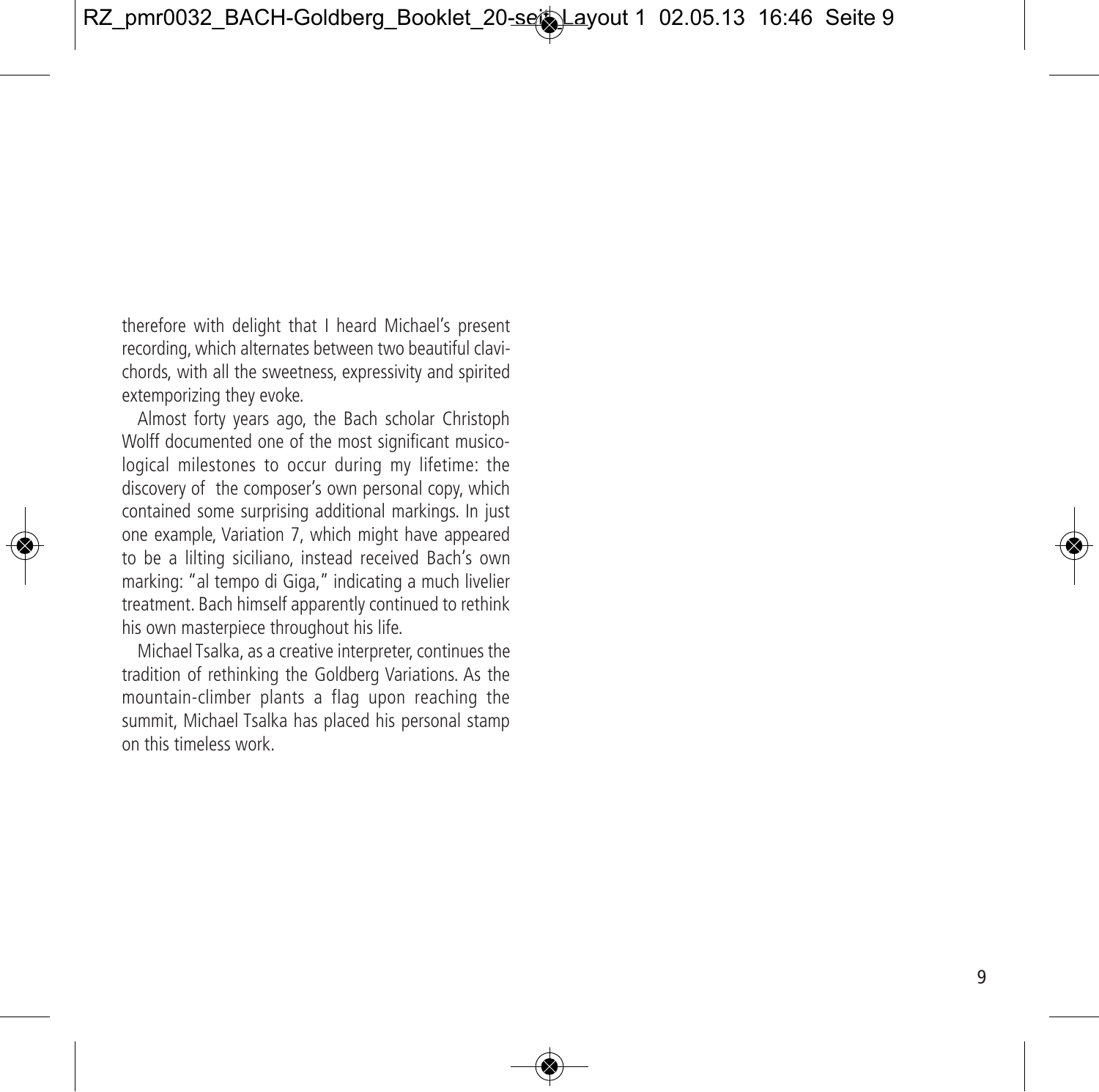therefore with delight that I heard Michael's present recording, which alternates between two beautiful clavichords, with all the sweetness, expressivity and spirited extemporizing they evoke.

Almost forty years ago, the Bach scholar Christoph Wolff documented one of the most significant musicological milestones to occur during my lifetime: the discovery of the composer's own personal copy, which contained some surprising additional markings. In just one example, Variation 7, which might have appeared to be a lilting siciliano, instead received Bach's own marking: "al tempo di Giga," indicating a much livelier treatment. Bach himself apparently continued to rethink his own masterpiece throughout his life.

Michael Tsalka, as a creative interpreter, continues the tradition of rethinking the Goldberg Variations. As the mountain-climber plants a flag upon reaching the summit, Michael Tsalka has placed his personal stamp on this timeless work.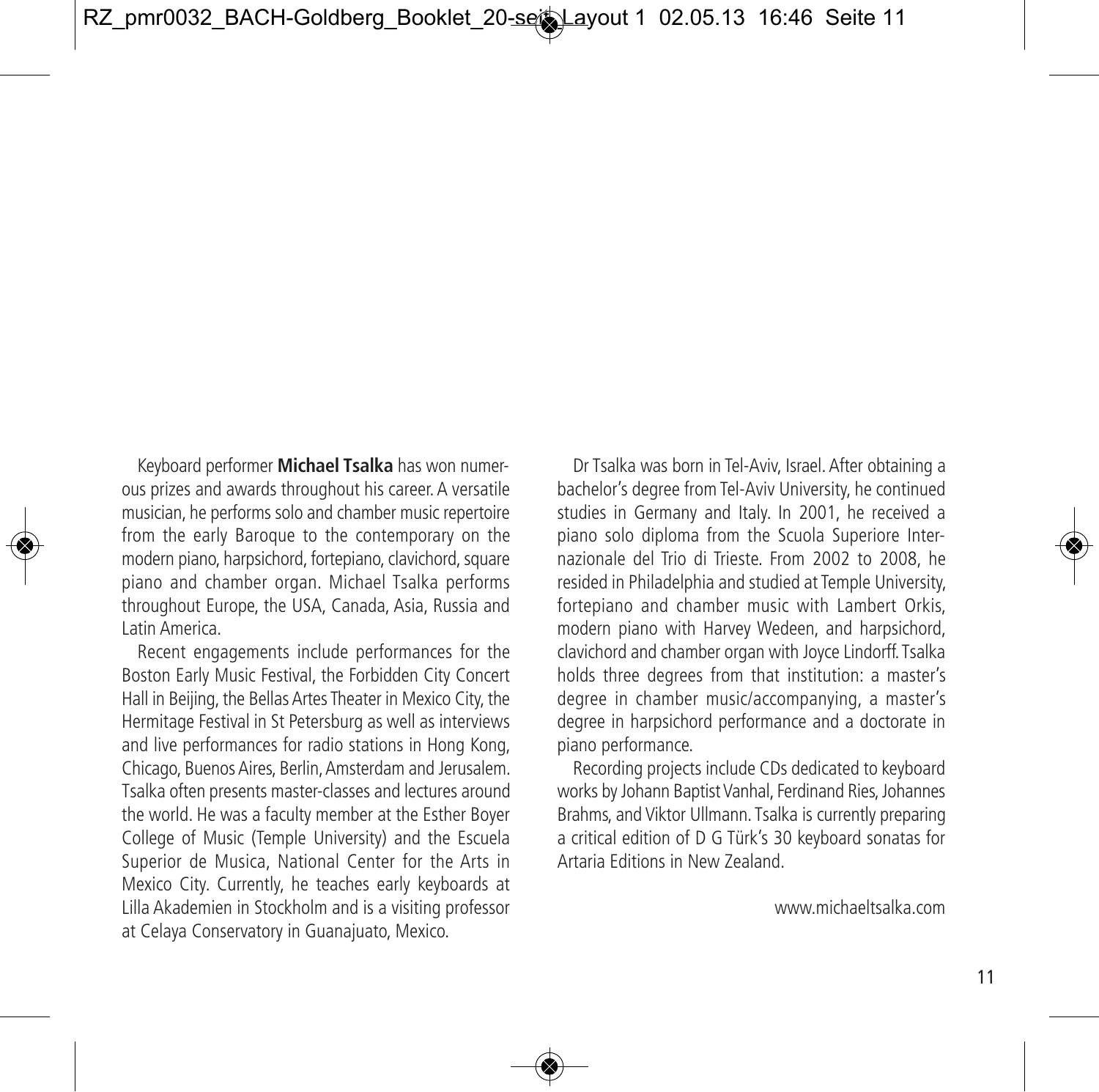Keyboard performer **Michael Tsalka** has won numerous prizes and awards throughout his career. A versatile musician, he performs solo and chamber music repertoire from the early Baroque to the contemporary on the modern piano, harpsichord, fortepiano, clavichord, square piano and chamber organ. Michael Tsalka performs throughout Europe, the USA, Canada, Asia, Russia and Latin America.

Recent engagements include performances for the Boston Early Music Festival, the Forbidden City Concert Hall in Beijing, the Bellas Artes Theater in Mexico City, the Hermitage Festival in St Petersburg as well as interviews and live performances for radio stations in Hong Kong, Chicago, Buenos Aires, Berlin, Amsterdam and Jerusalem. Tsalka often presents master-classes and lectures around the world. He was a faculty member at the Esther Boyer College of Music (Temple University) and the Escuela Superior de Musica, National Center for the Arts in Mexico City. Currently, he teaches early keyboards at Lilla Akademien in Stockholm and is a visiting professor at Celaya Conservatory in Guanajuato, Mexico.

Dr Tsalka was born in Tel-Aviv, Israel. After obtaining a bachelor's degree from Tel-Aviv University, he continued studies in Germany and Italy. In 2001, he received a piano solo diploma from the Scuola Superiore Internazionale del Trio di Trieste. From 2002 to 2008, he resided in Philadelphia and studied at Temple University, fortepiano and chamber music with Lambert Orkis, modern piano with Harvey Wedeen, and harpsichord, clavichord and chamber organ with Joyce Lindorff. Tsalka holds three degrees from that institution: a master's degree in chamber music/accompanying, a master's degree in harpsichord performance and a doctorate in piano performance.

Recording projects include CDs dedicated to keyboard works by Johann Baptist Vanhal, Ferdinand Ries, Johannes Brahms, and Viktor Ullmann. Tsalka is currently preparing a critical edition of D G Türk's 30 keyboard sonatas for Artaria Editions in New Zealand.

www.michaeltsalka.com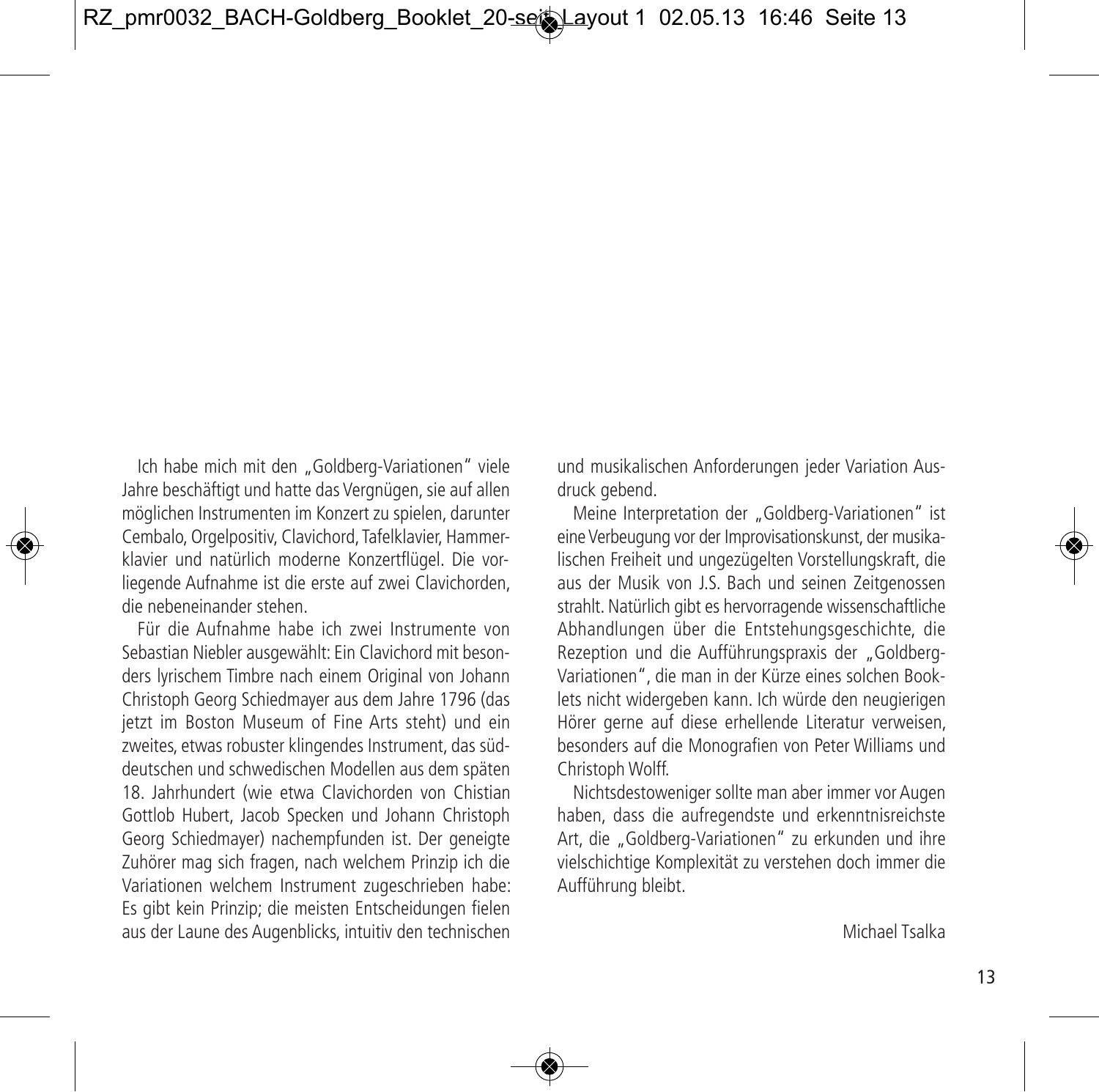Ich habe mich mit den „Goldberg-Variationen" viele Jahre beschäftigt und hatte das Vergnügen, sie auf allen möglichen Instrumenten im Konzert zu spielen, darunter Cembalo, Orgelpositiv, Clavichord, Tafelklavier, Hammerklavier und natürlich moderne Konzertflügel. Die vorliegende Aufnahme ist die erste auf zwei Clavichorden, die nebeneinander stehen.

Für die Aufnahme habe ich zwei Instrumente von Sebastian Niebler ausgewählt: Ein Clavichord mit besonders lyrischem Timbre nach einem Original von Johann Christoph Georg Schiedmayer aus dem Jahre 1796 (das jetzt im Boston Museum of Fine Arts steht) und ein zweites, etwas robuster klingendes Instrument, das süddeutschen und schwedischen Modellen aus dem späten 18. Jahrhundert (wie etwa Clavichorden von Chistian Gottlob Hubert, Jacob Specken und Johann Christoph Georg Schiedmayer) nachempfunden ist. Der geneigte Zuhörer mag sich fragen, nach welchem Prinzip ich die Variationen welchem Instrument zugeschrieben habe: Es gibt kein Prinzip; die meisten Entscheidungen fielen aus der Laune des Augenblicks, intuitiv den technischen und musikalischen Anforderungen jeder Variation Ausdruck gebend.

Meine Interpretation der „Goldberg-Variationen" ist eine Verbeugung vor der Improvisationskunst, der musikalischen Freiheit und ungezügelten Vorstellungskraft, die aus der Musik von J.S. Bach und seinen Zeitgenossen strahlt. Natürlich gibt es hervorragende wissenschaftliche Abhandlungen über die Entstehungsgeschichte, die Rezeption und die Aufführungspraxis der „Goldberg-Variationen", die man in der Kürze eines solchen Booklets nicht widergeben kann. Ich würde den neugierigen Hörer gerne auf diese erhellende Literatur verweisen, besonders auf die Monografien von Peter Williams und Christoph Wolff.

Nichtsdestoweniger sollte man aber immer vor Augen haben, dass die aufregendste und erkenntnisreichste Art, die „Goldberg-Variationen" zu erkunden und ihre vielschichtige Komplexität zu verstehen doch immer die Aufführung bleibt.

Michael Tsalka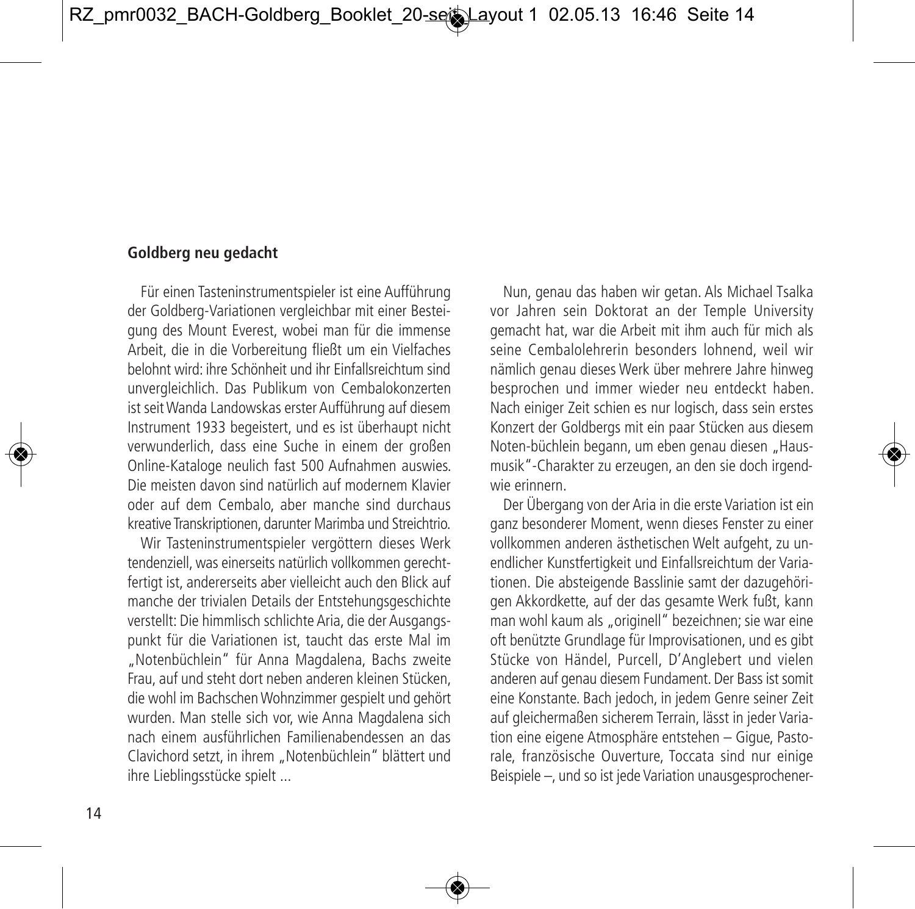**Goldberg neu gedacht**

Für einen Tasteninstrumentspieler ist eine Aufführung der Goldberg-Variationen vergleichbar mit einer Besteigung des Mount Everest, wobei man für die immense Arbeit, die in die Vorbereitung fließt um ein Vielfaches belohnt wird: ihre Schönheit und ihr Einfallsreichtum sind unvergleichlich. Das Publikum von Cembalokonzerten ist seit Wanda Landowskas erster Aufführung auf diesem Instrument 1933 begeistert, und es ist überhaupt nicht verwunderlich, dass eine Suche in einem der großen Online-Kataloge neulich fast 500 Aufnahmen auswies. Die meisten davon sind natürlich auf modernem Klavier oder auf dem Cembalo, aber manche sind durchaus kreative Transkriptionen, darunter Marimba und Streichtrio.

Wir Tasteninstrumentspieler vergöttern dieses Werk tendenziell, was einerseits natürlich vollkommen gerechtfertigt ist, andererseits aber vielleicht auch den Blick auf manche der trivialen Details der Entstehungsgeschichte verstellt: Die himmlisch schlichte Aria, die der Ausgangspunkt für die Variationen ist, taucht das erste Mal im „Notenbüchlein" für Anna Magdalena, Bachs zweite Frau, auf und steht dort neben anderen kleinen Stücken, die wohl im Bachschen Wohnzimmer gespielt und gehört wurden. Man stelle sich vor, wie Anna Magdalena sich nach einem ausführlichen Familienabendessen an das Clavichord setzt, in ihrem „Notenbüchlein" blättert und ihre Lieblingsstücke spielt ...

Nun, genau das haben wir getan. Als Michael Tsalka vor Jahren sein Doktorat an der Temple University gemacht hat, war die Arbeit mit ihm auch für mich als seine Cembalolehrerin besonders lohnend, weil wir nämlich genau dieses Werk über mehrere Jahre hinweg besprochen und immer wieder neu entdeckt haben. Nach einiger Zeit schien es nur logisch, dass sein erstes Konzert der Goldbergs mit ein paar Stücken aus diesem Noten-büchlein begann, um eben genau diesen „Hausmusik"-Charakter zu erzeugen, an den sie doch irgendwie erinnern.

Der Übergang von der Aria in die erste Variation ist ein ganz besonderer Moment, wenn dieses Fenster zu einer vollkommen anderen ästhetischen Welt aufgeht, zu unendlicher Kunstfertigkeit und Einfallsreichtum der Variationen. Die absteigende Basslinie samt der dazugehörigen Akkordkette, auf der das gesamte Werk fußt, kann man wohl kaum als „originell" bezeichnen; sie war eine oft benützte Grundlage für Improvisationen, und es gibt Stücke von Händel, Purcell, D'Anglebert und vielen anderen auf genau diesem Fundament. Der Bass ist somit eine Konstante. Bach jedoch, in jedem Genre seiner Zeit auf gleichermaßen sicherem Terrain, lässt in jeder Variation eine eigene Atmosphäre entstehen – Gigue, Pastorale, französische Ouverture, Toccata sind nur einige Beispiele –, und so ist jede Variation unausgesprochener-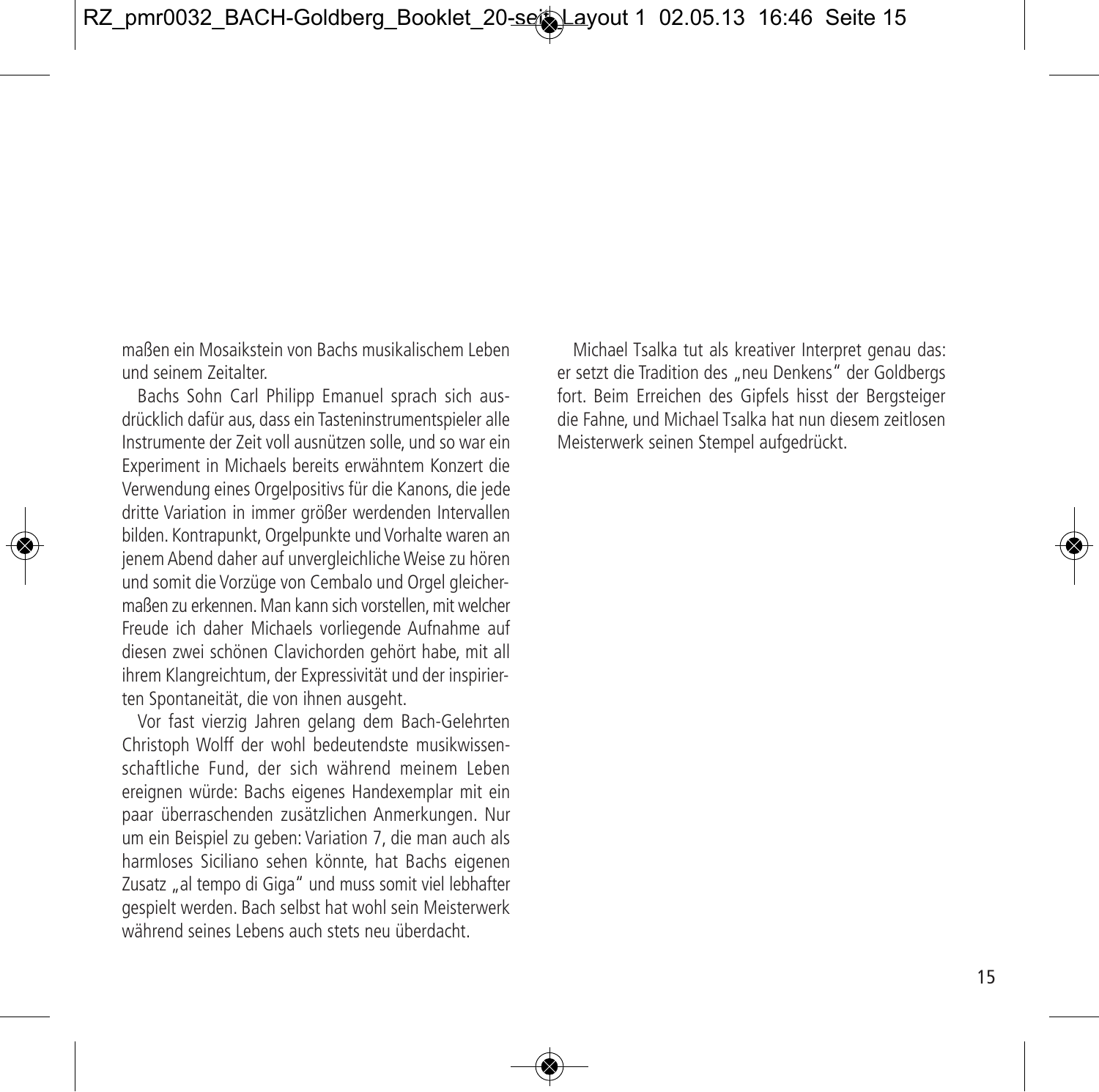maßen ein Mosaikstein von Bachs musikalischem Leben und seinem Zeitalter.

Bachs Sohn Carl Philipp Emanuel sprach sich ausdrücklich dafür aus, dass ein Tasteninstrumentspieler alle Instrumente der Zeit voll ausnützen solle, und so war ein Experiment in Michaels bereits erwähntem Konzert die Verwendung eines Orgelpositivs für die Kanons, die jede dritte Variation in immer größer werdenden Intervallen bilden. Kontrapunkt, Orgelpunkte und Vorhalte waren an jenem Abend daher auf unvergleichliche Weise zu hören und somit die Vorzüge von Cembalo und Orgel gleichermaßen zu erkennen. Man kann sich vorstellen, mit welcher Freude ich daher Michaels vorliegende Aufnahme auf diesen zwei schönen Clavichorden gehört habe, mit all ihrem Klangreichtum, der Expressivität und der inspirierten Spontaneität, die von ihnen ausgeht.

Vor fast vierzig Jahren gelang dem Bach-Gelehrten Christoph Wolff der wohl bedeutendste musikwissenschaftliche Fund, der sich während meinem Leben ereignen würde: Bachs eigenes Handexemplar mit ein paar überraschenden zusätzlichen Anmerkungen. Nur um ein Beispiel zu geben: Variation 7, die man auch als harmloses Siciliano sehen könnte, hat Bachs eigenen Zusatz „al tempo di Giga" und muss somit viel lebhafter gespielt werden. Bach selbst hat wohl sein Meisterwerk während seines Lebens auch stets neu überdacht.

Michael Tsalka tut als kreativer Interpret genau das: er setzt die Tradition des „neu Denkens" der Goldbergs fort. Beim Erreichen des Gipfels hisst der Bergsteiger die Fahne, und Michael Tsalka hat nun diesem zeitlosen Meisterwerk seinen Stempel aufgedrückt.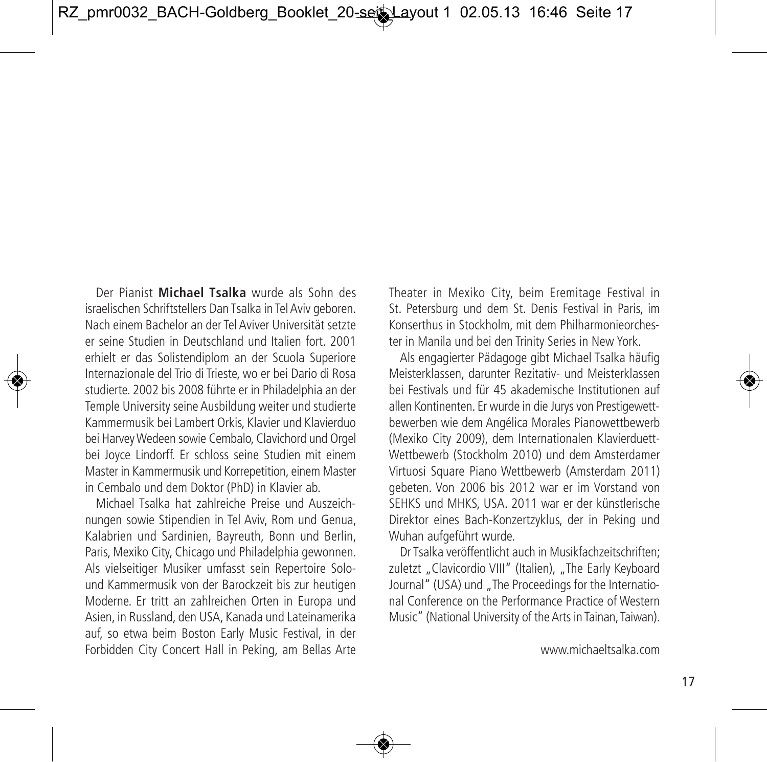Der Pianist **Michael Tsalka** wurde als Sohn des israelischen Schriftstellers Dan Tsalka in Tel Aviv geboren. Nach einem Bachelor an der Tel Aviver Universität setzte er seine Studien in Deutschland und Italien fort. 2001 erhielt er das Solistendiplom an der Scuola Superiore Internazionale del Trio di Trieste, wo er bei Dario di Rosa studierte. 2002 bis 2008 führte er in Philadelphia an der Temple University seine Ausbildung weiter und studierte Kammermusik bei Lambert Orkis, Klavier und Klavierduo bei Harvey Wedeen sowie Cembalo, Clavichord und Orgel bei Joyce Lindorff. Er schloss seine Studien mit einem Master in Kammermusik und Korrepetition, einem Master in Cembalo und dem Doktor (PhD) in Klavier ab.

Michael Tsalka hat zahlreiche Preise und Auszeichnungen sowie Stipendien in Tel Aviv, Rom und Genua, Kalabrien und Sardinien, Bayreuth, Bonn und Berlin, Paris, Mexiko City, Chicago und Philadelphia gewonnen. Als vielseitiger Musiker umfasst sein Repertoire Solo- und Kammermusik von der Barockzeit bis zur heutigen Moderne. Er tritt an zahlreichen Orten in Europa und Asien, in Russland, den USA, Kanada und Lateinamerika auf, so etwa beim Boston Early Music Festival, in der Forbidden City Concert Hall in Peking, am Bellas Arte Theater in Mexiko City, beim Eremitage Festival in St. Petersburg und dem St. Denis Festival in Paris, im Konserthus in Stockholm, mit dem Philharmonieorchester in Manila und bei den Trinity Series in New York.

Als engagierter Pädagoge gibt Michael Tsalka häufig Meisterklassen, darunter Rezitativ- und Meisterklassen bei Festivals und für 45 akademische Institutionen auf allen Kontinenten. Er wurde in die Jurys von Prestigewettbewerben wie dem Angélica Morales Pianowettbewerb (Mexiko City 2009), dem Internationalen Klavierduett-Wettbewerb (Stockholm 2010) und dem Amsterdamer Virtuosi Square Piano Wettbewerb (Amsterdam 2011) gebeten. Von 2006 bis 2012 war er im Vorstand von SEHKS und MHKS, USA. 2011 war er der künstlerische Direktor eines Bach-Konzertzyklus, der in Peking und Wuhan aufgeführt wurde.

Dr Tsalka veröffentlicht auch in Musikfachzeitschriften; zuletzt „Clavicordio VIII" (Italien), „The Early Keyboard Journal" (USA) und „The Proceedings for the International Conference on the Performance Practice of Western Music" (National University of the Arts in Tainan, Taiwan).

www.michaeltsalka.com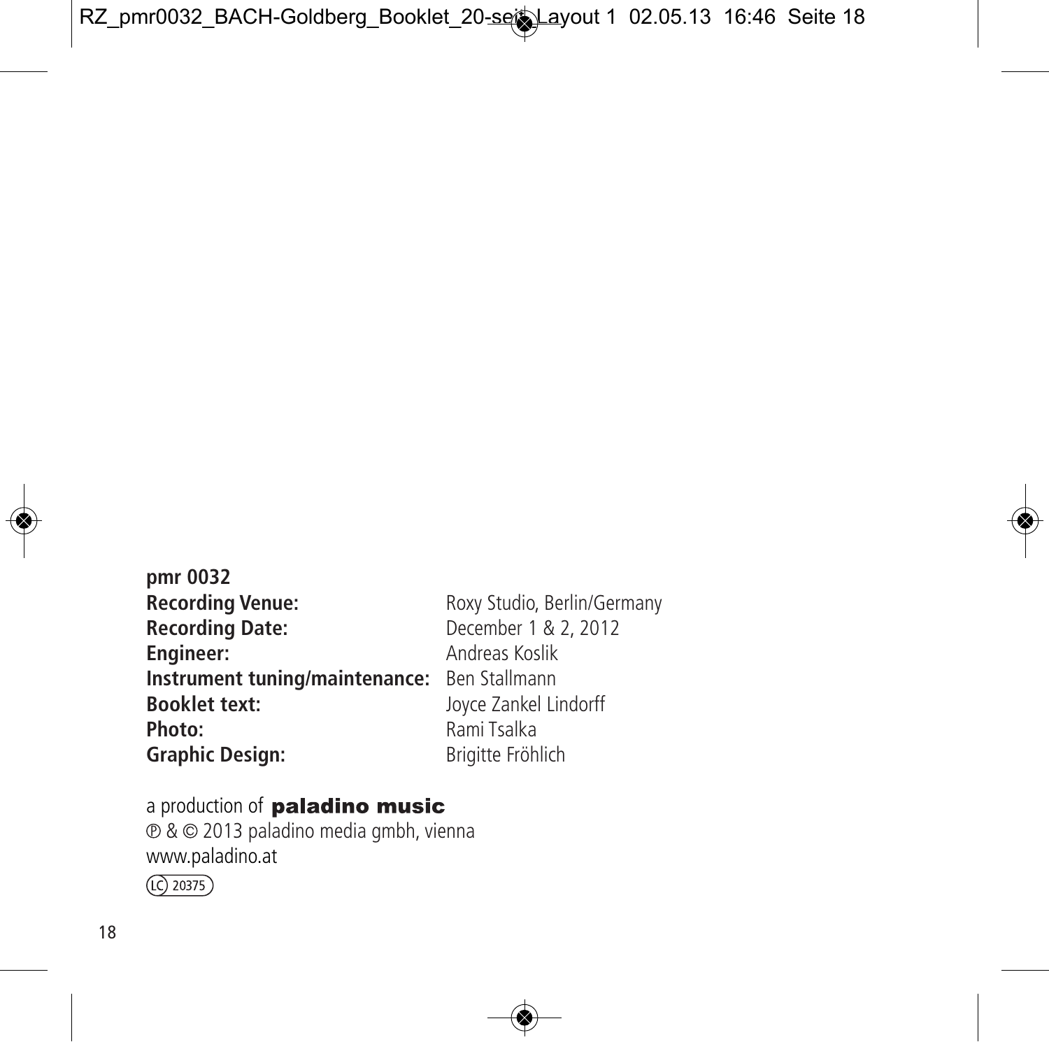**pmr 0032**

| | |
|---|---|
| **Recording Venue:** | Roxy Studio, Berlin/Germany |
| **Recording Date:** | December 1 & 2, 2012 |
| **Engineer:** | Andreas Koslik |
| **Instrument tuning/maintenance:** | Ben Stallmann |
| **Booklet text:** | Joyce Zankel Lindorff |
| **Photo:** | Rami Tsalka |
| **Graphic Design:** | Brigitte Fröhlich |

a production of **paladino music**
℗ & © 2013 paladino media gmbh, vienna
www.paladino.at
LC 20375